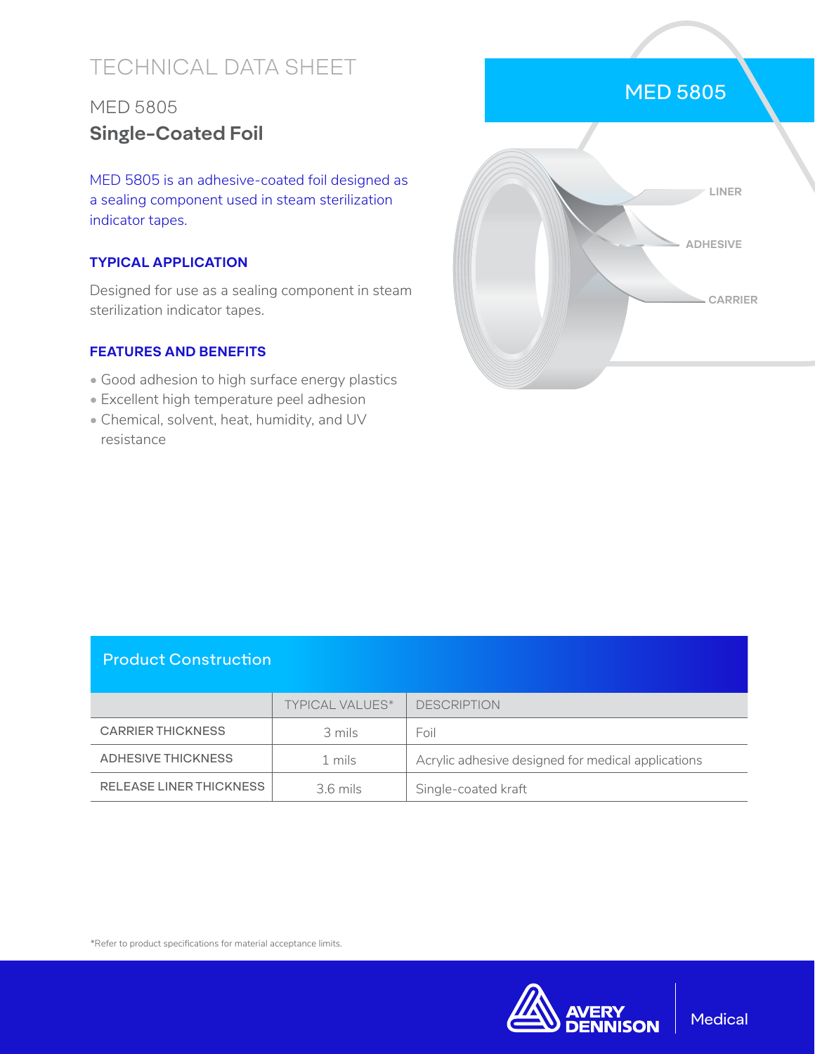# TECHNICAL DATA SHEET

## MED 5805

## Single-Coated Foil

MED 5805 is an adhesive-coated foil designed as a sealing component used in steam sterilization indicator tapes.

### TYPICAL APPLICATION

Designed for use as a sealing component in steam sterilization indicator tapes.

### FEATURES AND BENEFITS

- Good adhesion to high surface energy plastics
- Excellent high temperature peel adhesion
- Chemical, solvent, heat, humidity, and UV resistance

MED 5805

LINER

ADHESIVE

CARRIER

## Product Construction

| | TYPICAL VALUES* | DESCRIPTION |
|---|---|---|
| CARRIER THICKNESS | 3 mils | Foil |
| ADHESIVE THICKNESS | 1 mils | Acrylic adhesive designed for medical applications |
| RELEASE LINER THICKNESS | 3.6 mils | Single-coated kraft |

*Refer to product specifications for material acceptance limits.

AVERY DENNISON | Medical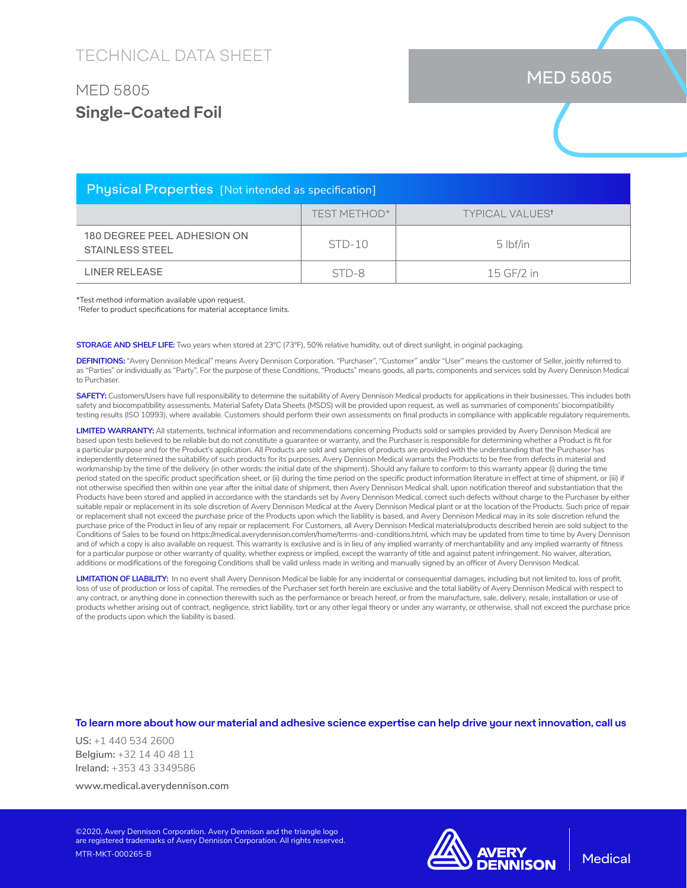TECHNICAL DATA SHEET

MED 5805

# Single-Coated Foil

MED 5805

## Physical Properties [Not intended as specification]

| | TEST METHOD* | TYPICAL VALUES† |
|---|---|---|
| 180 DEGREE PEEL ADHESION ON STAINLESS STEEL | STD-10 | 5 lbf/in |
| LINER RELEASE | STD-8 | 15 GF/2 in |

*Test method information available upon request.
†Refer to product specifications for material acceptance limits.

**STORAGE AND SHELF LIFE:** Two years when stored at 23°C (73°F), 50% relative humidity, out of direct sunlight, in original packaging.

**DEFINITIONS:** "Avery Dennison Medical" means Avery Dennison Corporation. "Purchaser", "Customer" and/or "User" means the customer of Seller, jointly referred to as "Parties" or individually as "Party". For the purpose of these Conditions, "Products" means goods, all parts, components and services sold by Avery Dennison Medical to Purchaser.

**SAFETY:** Customers/Users have full responsibility to determine the suitability of Avery Dennison Medical products for applications in their businesses. This includes both safety and biocompatibility assessments. Material Safety Data Sheets (MSDS) will be provided upon request, as well as summaries of components' biocompatibility testing results (ISO 10993), where available. Customers should perform their own assessments on final products in compliance with applicable regulatory requirements.

**LIMITED WARRANTY:** All statements, technical information and recommendations concerning Products sold or samples provided by Avery Dennison Medical are based upon tests believed to be reliable but do not constitute a guarantee or warranty, and the Purchaser is responsible for determining whether a Product is fit for a particular purpose and for the Product's application. All Products are sold and samples of products are provided with the understanding that the Purchaser has independently determined the suitability of such products for its purposes. Avery Dennison Medical warrants the Products to be free from defects in material and workmanship by the time of the delivery (in other words: the initial date of the shipment). Should any failure to conform to this warranty appear (i) during the time period stated on the specific product specification sheet, or (ii) during the time period on the specific product information literature in effect at time of shipment, or (iii) if not otherwise specified then within one year after the initial date of shipment, then Avery Dennison Medical shall, upon notification thereof and substantiation that the Products have been stored and applied in accordance with the standards set by Avery Dennison Medical, correct such defects without charge to the Purchaser by either suitable repair or replacement in its sole discretion of Avery Dennison Medical at the Avery Dennison Medical plant or at the location of the Products. Such price of repair or replacement shall not exceed the purchase price of the Products upon which the liability is based, and Avery Dennison Medical may in its sole discretion refund the purchase price of the Product in lieu of any repair or replacement. For Customers, all Avery Dennison Medical materials/products described herein are sold subject to the Conditions of Sales to be found on https://medical.averydennison.com/en/home/terms-and-conditions.html, which may be updated from time to time by Avery Dennison and of which a copy is also available on request. This warranty is exclusive and is in lieu of any implied warranty of merchantability and any implied warranty of fitness for a particular purpose or other warranty of quality, whether express or implied, except the warranty of title and against patent infringement. No waiver, alteration, additions or modifications of the foregoing Conditions shall be valid unless made in writing and manually signed by an officer of Avery Dennison Medical.

**LIMITATION OF LIABILITY:** In no event shall Avery Dennison Medical be liable for any incidental or consequential damages, including but not limited to, loss of profit, loss of use of production or loss of capital. The remedies of the Purchaser set forth herein are exclusive and the total liability of Avery Dennison Medical with respect to any contract, or anything done in connection therewith such as the performance or breach hereof, or from the manufacture, sale, delivery, resale, installation or use of products whether arising out of contract, negligence, strict liability, tort or any other legal theory or under any warranty, or otherwise, shall not exceed the purchase price of the products upon which the liability is based.

**To learn more about how our material and adhesive science expertise can help drive your next innovation, call us**

**US:** +1 440 534 2600
**Belgium:** +32 14 40 48 11
**Ireland:** +353 43 3349586

www.medical.averydennison.com

©2020, Avery Dennison Corporation. Avery Dennison and the triangle logo are registered trademarks of Avery Dennison Corporation. All rights reserved.

MTR-MKT-000265-B

AVERY DENNISON Medical